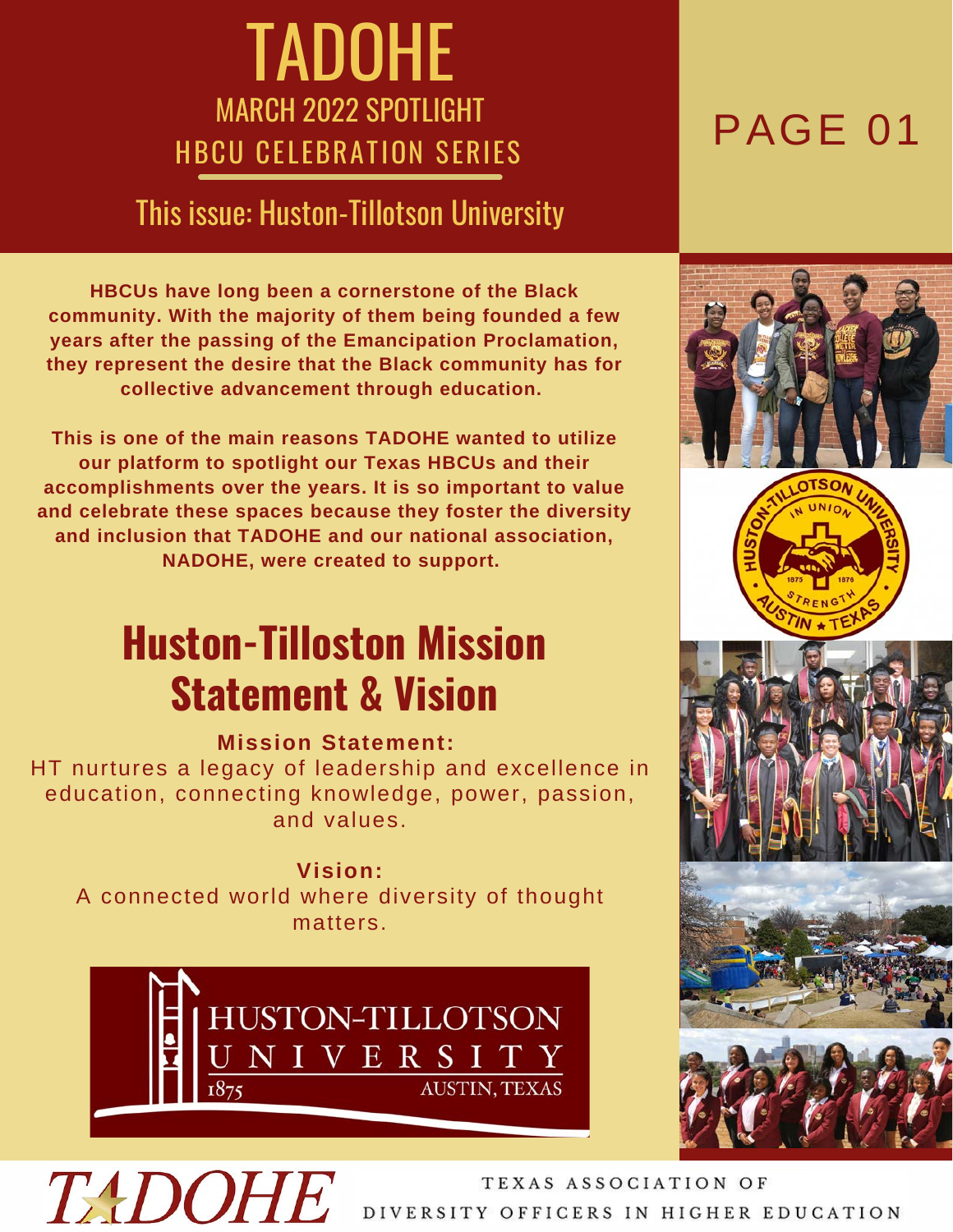# TADOHE

## MARCH 2022 SPOTLIGHT
## HBCU CELEBRATION SERIES

### This issue: Huston-Tillotson University

PAGE 01

**HBCUs have long been a cornerstone of the Black community. With the majority of them being founded a few years after the passing of the Emancipation Proclamation, they represent the desire that the Black community has for collective advancement through education.**

**This is one of the main reasons TADOHE wanted to utilize our platform to spotlight our Texas HBCUs and their accomplishments over the years. It is so important to value and celebrate these spaces because they foster the diversity and inclusion that TADOHE and our national association, NADOHE, were created to support.**

## Huston-Tilloston Mission Statement & Vision

**Mission Statement:**
HT nurtures a legacy of leadership and excellence in education, connecting knowledge, power, passion, and values.

**Vision:**
A connected world where diversity of thought matters.

HUSTON-TILLOTSON UNIVERSITY
1875 AUSTIN, TEXAS

TADOHE
TEXAS ASSOCIATION OF DIVERSITY OFFICERS IN HIGHER EDUCATION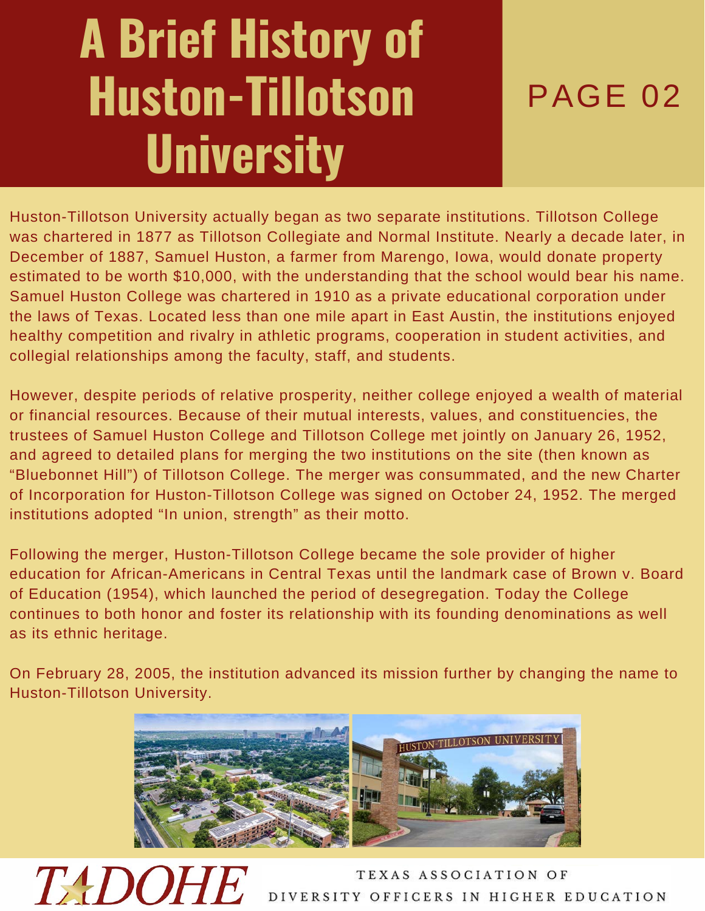# A Brief History of Huston-Tillotson University

PAGE 02

Huston-Tillotson University actually began as two separate institutions. Tillotson College was chartered in 1877 as Tillotson Collegiate and Normal Institute. Nearly a decade later, in December of 1887, Samuel Huston, a farmer from Marengo, Iowa, would donate property estimated to be worth $10,000, with the understanding that the school would bear his name. Samuel Huston College was chartered in 1910 as a private educational corporation under the laws of Texas. Located less than one mile apart in East Austin, the institutions enjoyed healthy competition and rivalry in athletic programs, cooperation in student activities, and collegial relationships among the faculty, staff, and students.

However, despite periods of relative prosperity, neither college enjoyed a wealth of material or financial resources. Because of their mutual interests, values, and constituencies, the trustees of Samuel Huston College and Tillotson College met jointly on January 26, 1952, and agreed to detailed plans for merging the two institutions on the site (then known as "Bluebonnet Hill") of Tillotson College. The merger was consummated, and the new Charter of Incorporation for Huston-Tillotson College was signed on October 24, 1952. The merged institutions adopted "In union, strength" as their motto.

Following the merger, Huston-Tillotson College became the sole provider of higher education for African-Americans in Central Texas until the landmark case of Brown v. Board of Education (1954), which launched the period of desegregation. Today the College continues to both honor and foster its relationship with its founding denominations as well as its ethnic heritage.

On February 28, 2005, the institution advanced its mission further by changing the name to Huston-Tillotson University.

TADOHE

TEXAS ASSOCIATION OF DIVERSITY OFFICERS IN HIGHER EDUCATION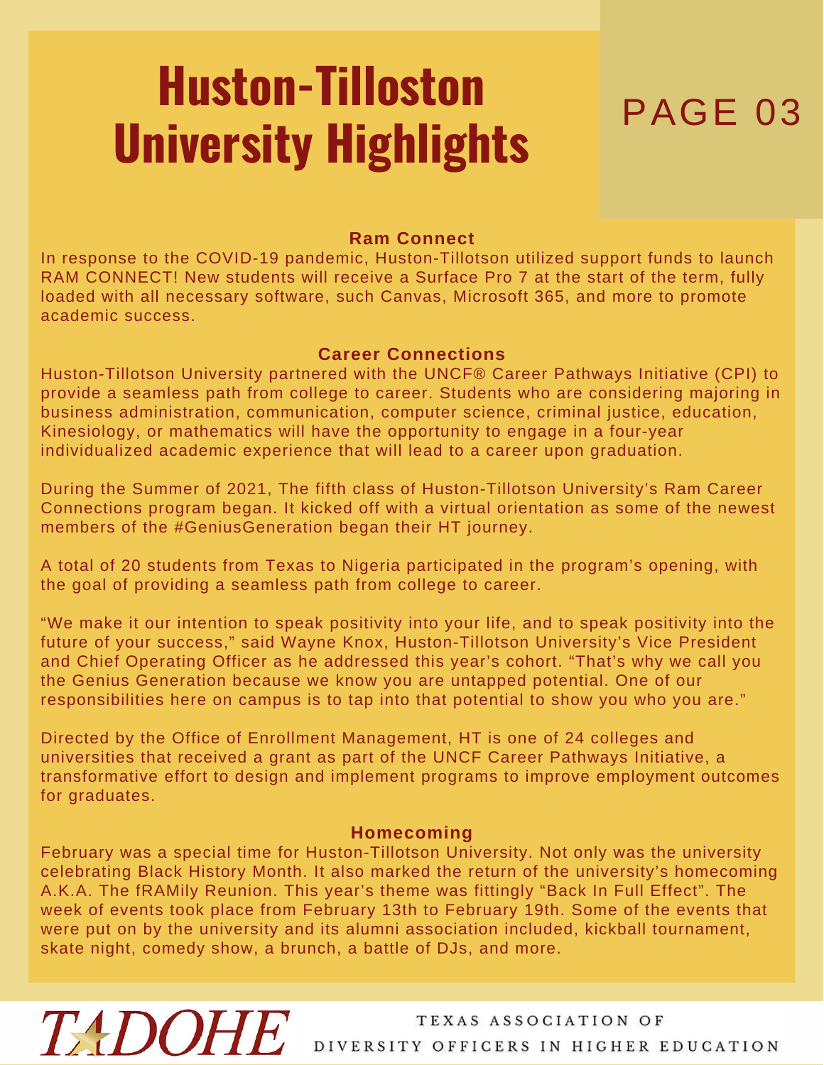# Huston-Tilloston University Highlights

### Ram Connect

In response to the COVID-19 pandemic, Huston-Tillotson utilized support funds to launch RAM CONNECT! New students will receive a Surface Pro 7 at the start of the term, fully loaded with all necessary software, such Canvas, Microsoft 365, and more to promote academic success.

### Career Connections

Huston-Tillotson University partnered with the UNCF® Career Pathways Initiative (CPI) to provide a seamless path from college to career. Students who are considering majoring in business administration, communication, computer science, criminal justice, education, Kinesiology, or mathematics will have the opportunity to engage in a four-year individualized academic experience that will lead to a career upon graduation.

During the Summer of 2021, The fifth class of Huston-Tillotson University's Ram Career Connections program began. It kicked off with a virtual orientation as some of the newest members of the #GeniusGeneration began their HT journey.

A total of 20 students from Texas to Nigeria participated in the program's opening, with the goal of providing a seamless path from college to career.

"We make it our intention to speak positivity into your life, and to speak positivity into the future of your success," said Wayne Knox, Huston-Tillotson University's Vice President and Chief Operating Officer as he addressed this year's cohort. "That's why we call you the Genius Generation because we know you are untapped potential. One of our responsibilities here on campus is to tap into that potential to show you who you are."

Directed by the Office of Enrollment Management, HT is one of 24 colleges and universities that received a grant as part of the UNCF Career Pathways Initiative, a transformative effort to design and implement programs to improve employment outcomes for graduates.

### Homecoming

February was a special time for Huston-Tillotson University. Not only was the university celebrating Black History Month. It also marked the return of the university's homecoming A.K.A. The fRAMily Reunion. This year's theme was fittingly "Back In Full Effect". The week of events took place from February 13th to February 19th. Some of the events that were put on by the university and its alumni association included, kickball tournament, skate night, comedy show, a brunch, a battle of DJs, and more.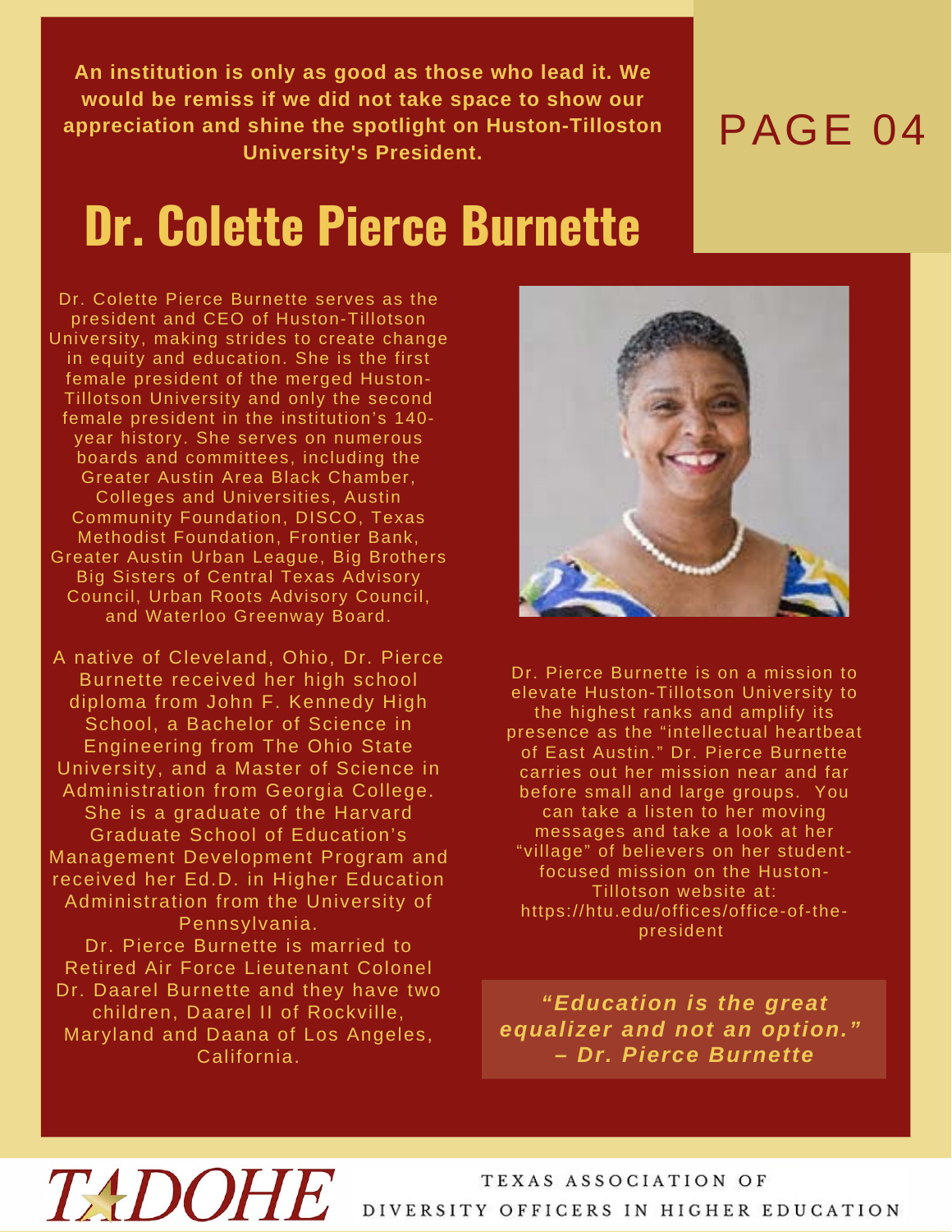**An institution is only as good as those who lead it. We would be remiss if we did not take space to show our appreciation and shine the spotlight on Huston-Tilloston University's President.**

# Dr. Colette Pierce Burnette

Dr. Colette Pierce Burnette serves as the president and CEO of Huston-Tillotson University, making strides to create change in equity and education. She is the first female president of the merged Huston-Tillotson University and only the second female president in the institution's 140-year history. She serves on numerous boards and committees, including the Greater Austin Area Black Chamber, Colleges and Universities, Austin Community Foundation, DISCO, Texas Methodist Foundation, Frontier Bank, Greater Austin Urban League, Big Brothers Big Sisters of Central Texas Advisory Council, Urban Roots Advisory Council, and Waterloo Greenway Board.

A native of Cleveland, Ohio, Dr. Pierce Burnette received her high school diploma from John F. Kennedy High School, a Bachelor of Science in Engineering from The Ohio State University, and a Master of Science in Administration from Georgia College. She is a graduate of the Harvard Graduate School of Education's Management Development Program and received her Ed.D. in Higher Education Administration from the University of Pennsylvania.

Dr. Pierce Burnette is married to Retired Air Force Lieutenant Colonel Dr. Daarel Burnette and they have two children, Daarel II of Rockville, Maryland and Daana of Los Angeles, California.

Dr. Pierce Burnette is on a mission to elevate Huston-Tillotson University to the highest ranks and amplify its presence as the "intellectual heartbeat of East Austin." Dr. Pierce Burnette carries out her mission near and far before small and large groups. You can take a listen to her moving messages and take a look at her "village" of believers on her student-focused mission on the Huston-Tillotson website at: https://htu.edu/offices/office-of-the-president

***"Education is the great equalizer and not an option." – Dr. Pierce Burnette***